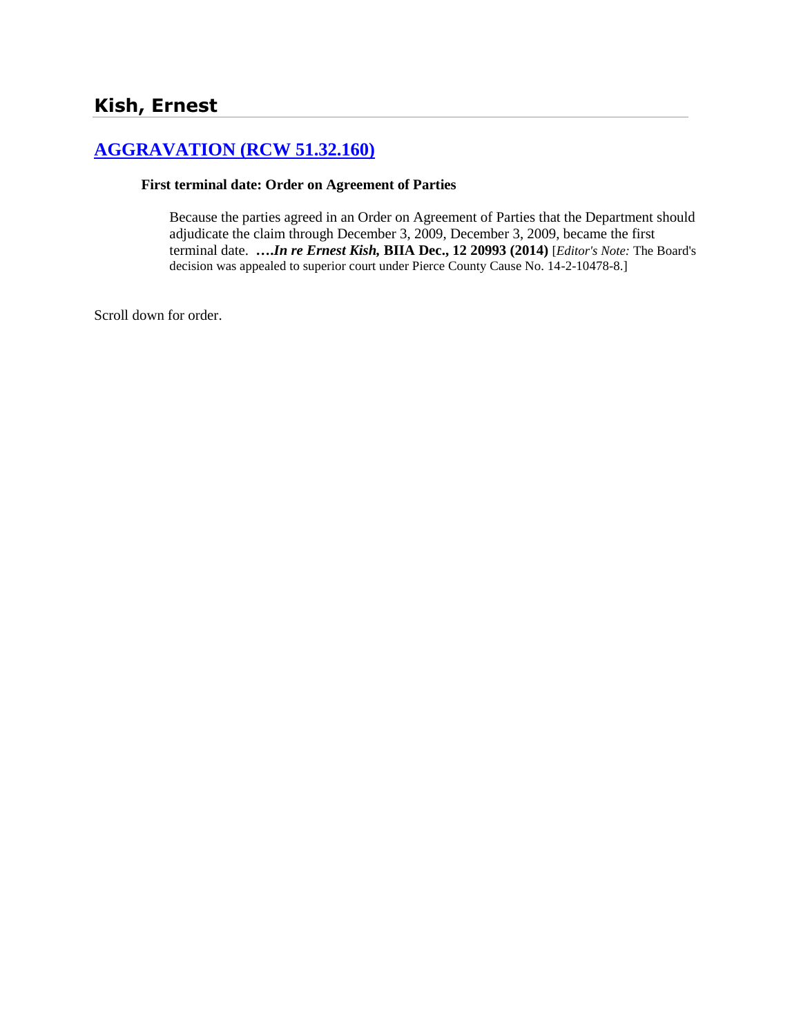# Kish, Ernest

## [AGGRAVATION (RCW 51.32.160)](#)

**First terminal date: Order on Agreement of Parties**

Because the parties agreed in an Order on Agreement of Parties that the Department should adjudicate the claim through December 3, 2009, December 3, 2009, became the first terminal date. **….*In re Ernest Kish,* BIIA Dec., 12 20993 (2014)** [*Editor's Note:* The Board's decision was appealed to superior court under Pierce County Cause No. 14-2-10478-8.]

Scroll down for order.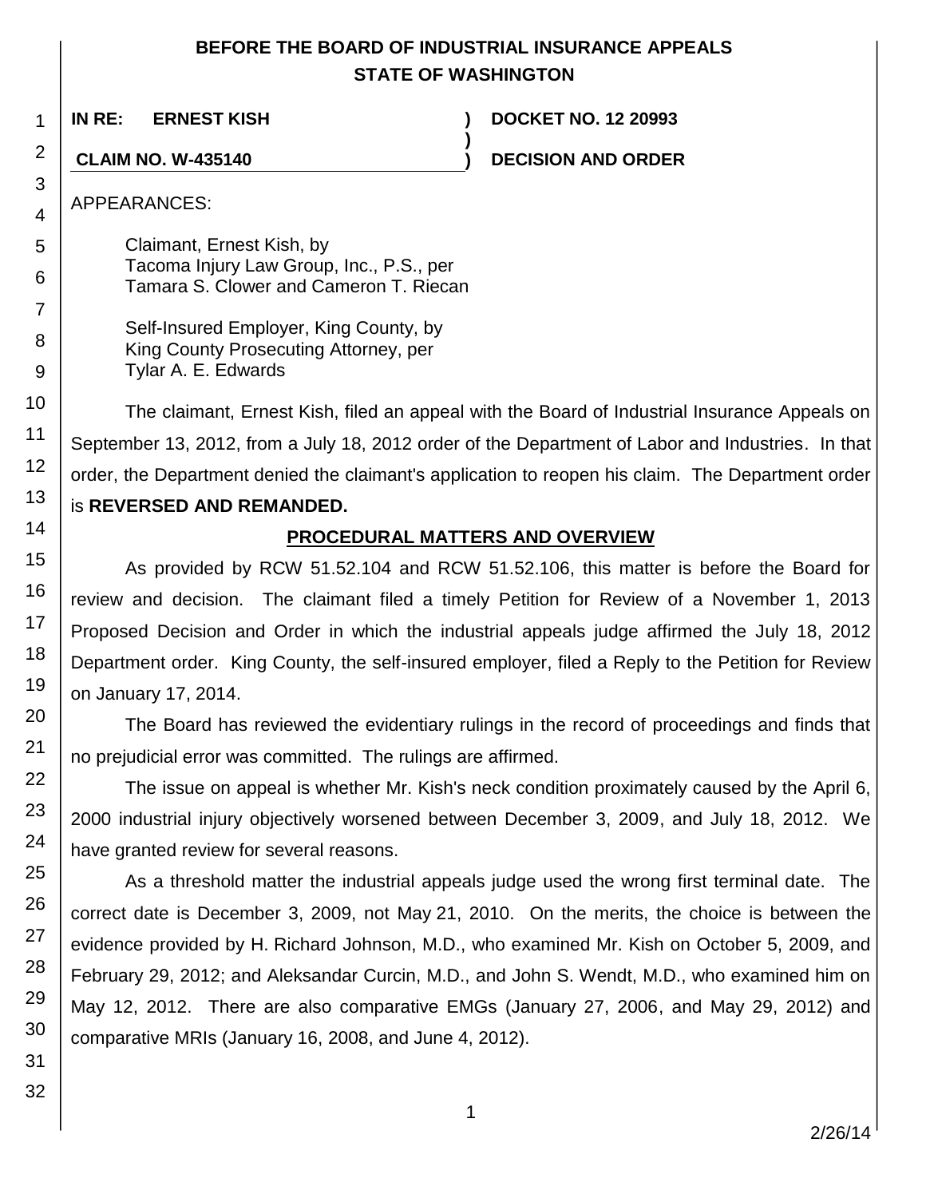# BEFORE THE BOARD OF INDUSTRIAL INSURANCE APPEALS
# STATE OF WASHINGTON

| | | |
|---|---|---|
| **IN RE: ERNEST KISH** | **)** | **DOCKET NO. 12 20993** |
| | **)** | |
| **CLAIM NO. W-435140** | **)** | **DECISION AND ORDER** |

APPEARANCES:

Claimant, Ernest Kish, by
Tacoma Injury Law Group, Inc., P.S., per
Tamara S. Clower and Cameron T. Riecan

Self-Insured Employer, King County, by
King County Prosecuting Attorney, per
Tylar A. E. Edwards

The claimant, Ernest Kish, filed an appeal with the Board of Industrial Insurance Appeals on September 13, 2012, from a July 18, 2012 order of the Department of Labor and Industries. In that order, the Department denied the claimant's application to reopen his claim. The Department order is **REVERSED AND REMANDED.**

## PROCEDURAL MATTERS AND OVERVIEW

As provided by RCW 51.52.104 and RCW 51.52.106, this matter is before the Board for review and decision. The claimant filed a timely Petition for Review of a November 1, 2013 Proposed Decision and Order in which the industrial appeals judge affirmed the July 18, 2012 Department order. King County, the self-insured employer, filed a Reply to the Petition for Review on January 17, 2014.

The Board has reviewed the evidentiary rulings in the record of proceedings and finds that no prejudicial error was committed. The rulings are affirmed.

The issue on appeal is whether Mr. Kish's neck condition proximately caused by the April 6, 2000 industrial injury objectively worsened between December 3, 2009, and July 18, 2012. We have granted review for several reasons.

As a threshold matter the industrial appeals judge used the wrong first terminal date. The correct date is December 3, 2009, not May 21, 2010. On the merits, the choice is between the evidence provided by H. Richard Johnson, M.D., who examined Mr. Kish on October 5, 2009, and February 29, 2012; and Aleksandar Curcin, M.D., and John S. Wendt, M.D., who examined him on May 12, 2012. There are also comparative EMGs (January 27, 2006, and May 29, 2012) and comparative MRIs (January 16, 2008, and June 4, 2012).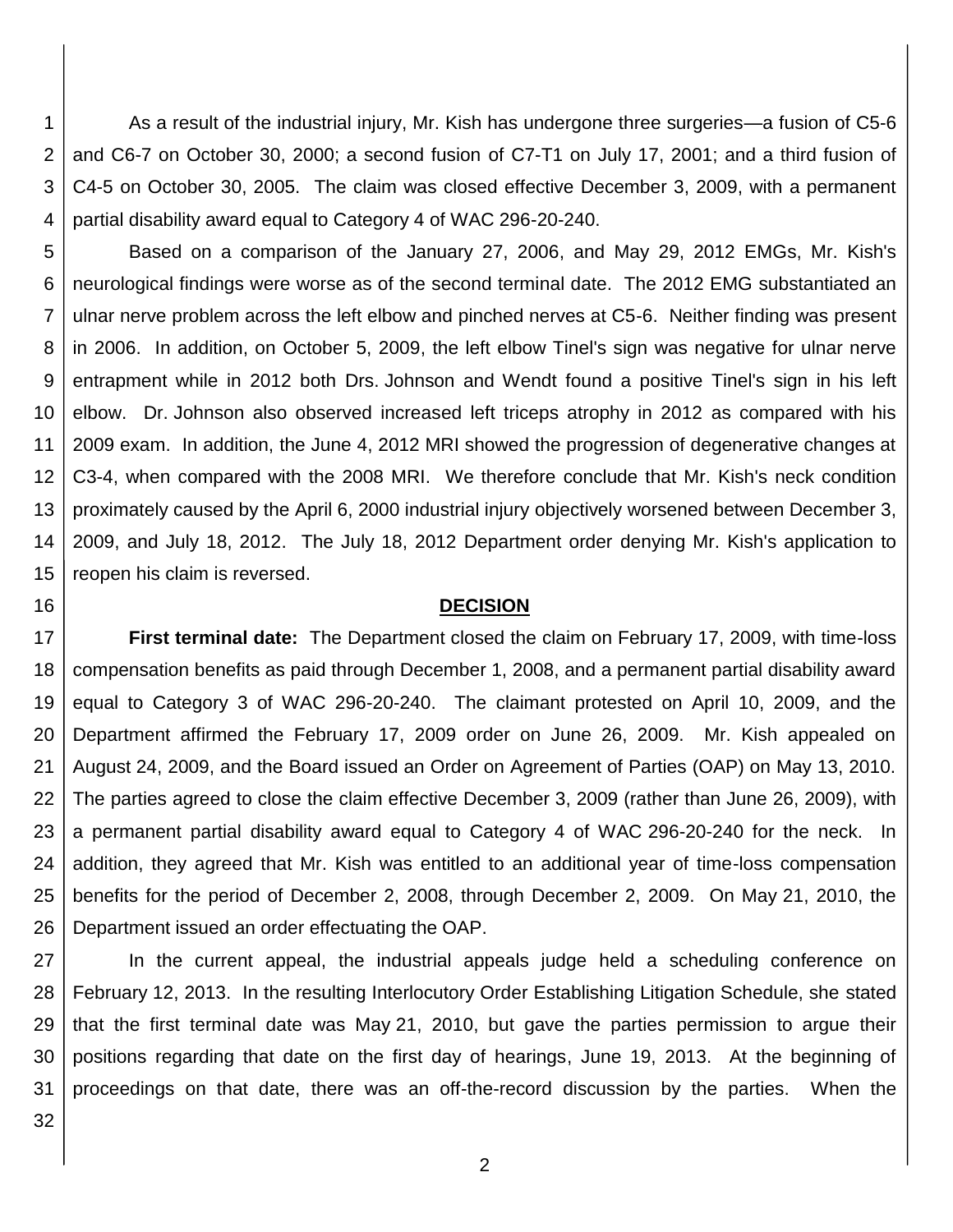As a result of the industrial injury, Mr. Kish has undergone three surgeries—a fusion of C5-6 and C6-7 on October 30, 2000; a second fusion of C7-T1 on July 17, 2001; and a third fusion of C4-5 on October 30, 2005. The claim was closed effective December 3, 2009, with a permanent partial disability award equal to Category 4 of WAC 296-20-240.

Based on a comparison of the January 27, 2006, and May 29, 2012 EMGs, Mr. Kish's neurological findings were worse as of the second terminal date. The 2012 EMG substantiated an ulnar nerve problem across the left elbow and pinched nerves at C5-6. Neither finding was present in 2006. In addition, on October 5, 2009, the left elbow Tinel's sign was negative for ulnar nerve entrapment while in 2012 both Drs. Johnson and Wendt found a positive Tinel's sign in his left elbow. Dr. Johnson also observed increased left triceps atrophy in 2012 as compared with his 2009 exam. In addition, the June 4, 2012 MRI showed the progression of degenerative changes at C3-4, when compared with the 2008 MRI. We therefore conclude that Mr. Kish's neck condition proximately caused by the April 6, 2000 industrial injury objectively worsened between December 3, 2009, and July 18, 2012. The July 18, 2012 Department order denying Mr. Kish's application to reopen his claim is reversed.

## DECISION

**First terminal date:** The Department closed the claim on February 17, 2009, with time-loss compensation benefits as paid through December 1, 2008, and a permanent partial disability award equal to Category 3 of WAC 296-20-240. The claimant protested on April 10, 2009, and the Department affirmed the February 17, 2009 order on June 26, 2009. Mr. Kish appealed on August 24, 2009, and the Board issued an Order on Agreement of Parties (OAP) on May 13, 2010. The parties agreed to close the claim effective December 3, 2009 (rather than June 26, 2009), with a permanent partial disability award equal to Category 4 of WAC 296-20-240 for the neck. In addition, they agreed that Mr. Kish was entitled to an additional year of time-loss compensation benefits for the period of December 2, 2008, through December 2, 2009. On May 21, 2010, the Department issued an order effectuating the OAP.

In the current appeal, the industrial appeals judge held a scheduling conference on February 12, 2013. In the resulting Interlocutory Order Establishing Litigation Schedule, she stated that the first terminal date was May 21, 2010, but gave the parties permission to argue their positions regarding that date on the first day of hearings, June 19, 2013. At the beginning of proceedings on that date, there was an off-the-record discussion by the parties. When the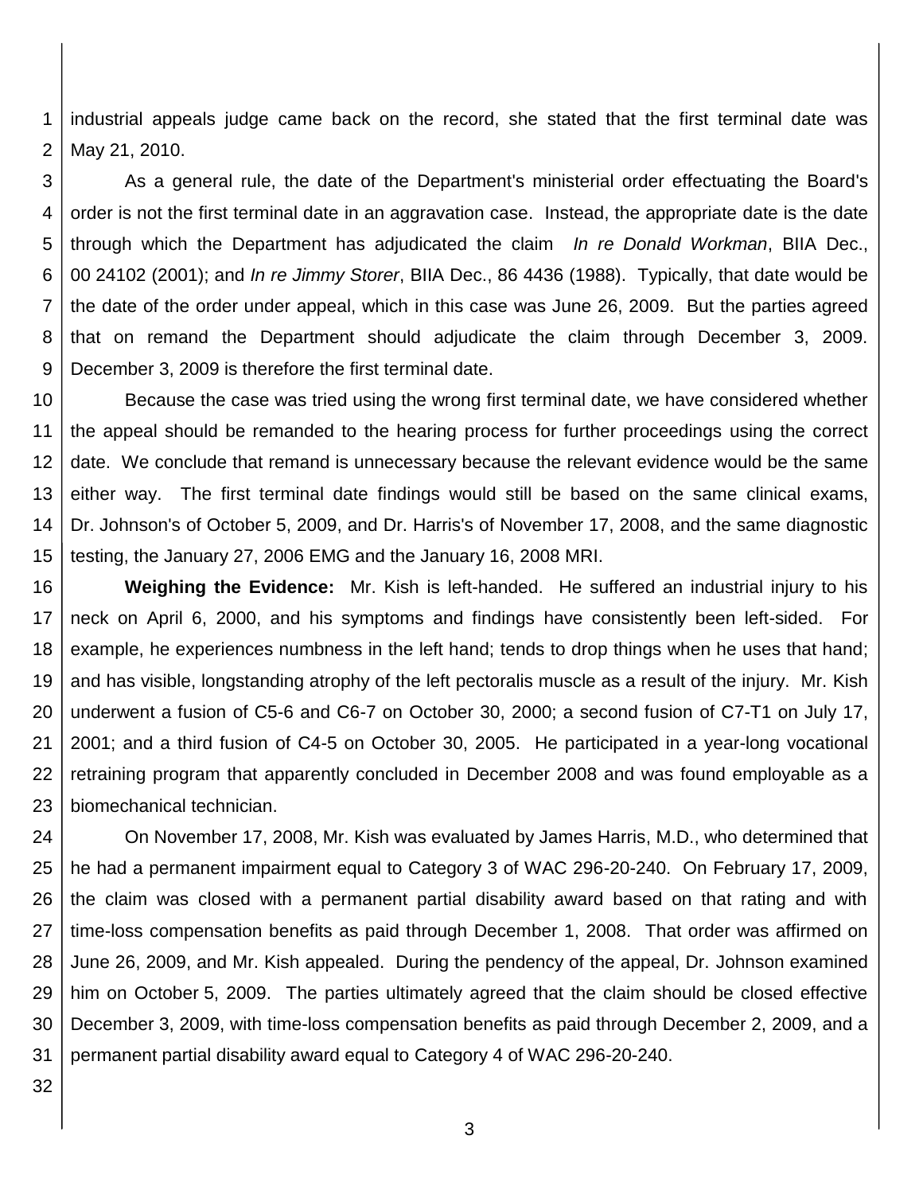industrial appeals judge came back on the record, she stated that the first terminal date was May 21, 2010.

As a general rule, the date of the Department's ministerial order effectuating the Board's order is not the first terminal date in an aggravation case. Instead, the appropriate date is the date through which the Department has adjudicated the claim *In re Donald Workman*, BIIA Dec., 00 24102 (2001); and *In re Jimmy Storer*, BIIA Dec., 86 4436 (1988). Typically, that date would be the date of the order under appeal, which in this case was June 26, 2009. But the parties agreed that on remand the Department should adjudicate the claim through December 3, 2009. December 3, 2009 is therefore the first terminal date.

Because the case was tried using the wrong first terminal date, we have considered whether the appeal should be remanded to the hearing process for further proceedings using the correct date. We conclude that remand is unnecessary because the relevant evidence would be the same either way. The first terminal date findings would still be based on the same clinical exams, Dr. Johnson's of October 5, 2009, and Dr. Harris's of November 17, 2008, and the same diagnostic testing, the January 27, 2006 EMG and the January 16, 2008 MRI.

**Weighing the Evidence:** Mr. Kish is left-handed. He suffered an industrial injury to his neck on April 6, 2000, and his symptoms and findings have consistently been left-sided. For example, he experiences numbness in the left hand; tends to drop things when he uses that hand; and has visible, longstanding atrophy of the left pectoralis muscle as a result of the injury. Mr. Kish underwent a fusion of C5-6 and C6-7 on October 30, 2000; a second fusion of C7-T1 on July 17, 2001; and a third fusion of C4-5 on October 30, 2005. He participated in a year-long vocational retraining program that apparently concluded in December 2008 and was found employable as a biomechanical technician.

On November 17, 2008, Mr. Kish was evaluated by James Harris, M.D., who determined that he had a permanent impairment equal to Category 3 of WAC 296-20-240. On February 17, 2009, the claim was closed with a permanent partial disability award based on that rating and with time-loss compensation benefits as paid through December 1, 2008. That order was affirmed on June 26, 2009, and Mr. Kish appealed. During the pendency of the appeal, Dr. Johnson examined him on October 5, 2009. The parties ultimately agreed that the claim should be closed effective December 3, 2009, with time-loss compensation benefits as paid through December 2, 2009, and a permanent partial disability award equal to Category 4 of WAC 296-20-240.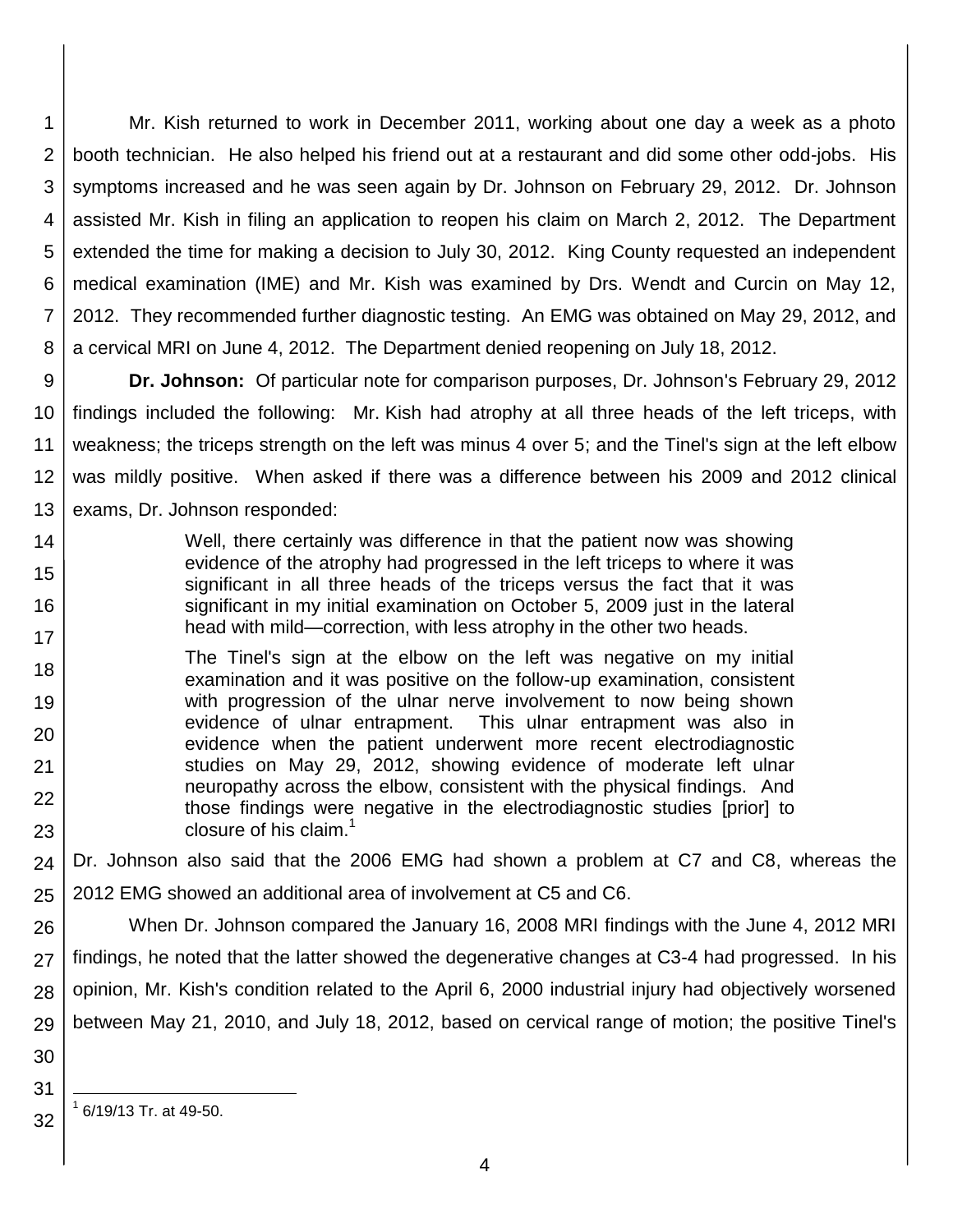Mr. Kish returned to work in December 2011, working about one day a week as a photo booth technician. He also helped his friend out at a restaurant and did some other odd-jobs. His symptoms increased and he was seen again by Dr. Johnson on February 29, 2012. Dr. Johnson assisted Mr. Kish in filing an application to reopen his claim on March 2, 2012. The Department extended the time for making a decision to July 30, 2012. King County requested an independent medical examination (IME) and Mr. Kish was examined by Drs. Wendt and Curcin on May 12, 2012. They recommended further diagnostic testing. An EMG was obtained on May 29, 2012, and a cervical MRI on June 4, 2012. The Department denied reopening on July 18, 2012.

**Dr. Johnson:** Of particular note for comparison purposes, Dr. Johnson's February 29, 2012 findings included the following: Mr. Kish had atrophy at all three heads of the left triceps, with weakness; the triceps strength on the left was minus 4 over 5; and the Tinel's sign at the left elbow was mildly positive. When asked if there was a difference between his 2009 and 2012 clinical exams, Dr. Johnson responded:

> Well, there certainly was difference in that the patient now was showing evidence of the atrophy had progressed in the left triceps to where it was significant in all three heads of the triceps versus the fact that it was significant in my initial examination on October 5, 2009 just in the lateral head with mild—correction, with less atrophy in the other two heads.
>
> The Tinel's sign at the elbow on the left was negative on my initial examination and it was positive on the follow-up examination, consistent with progression of the ulnar nerve involvement to now being shown evidence of ulnar entrapment. This ulnar entrapment was also in evidence when the patient underwent more recent electrodiagnostic studies on May 29, 2012, showing evidence of moderate left ulnar neuropathy across the elbow, consistent with the physical findings. And those findings were negative in the electrodiagnostic studies [prior] to closure of his claim.[1]

Dr. Johnson also said that the 2006 EMG had shown a problem at C7 and C8, whereas the 2012 EMG showed an additional area of involvement at C5 and C6.

When Dr. Johnson compared the January 16, 2008 MRI findings with the June 4, 2012 MRI findings, he noted that the latter showed the degenerative changes at C3-4 had progressed. In his opinion, Mr. Kish's condition related to the April 6, 2000 industrial injury had objectively worsened between May 21, 2010, and July 18, 2012, based on cervical range of motion; the positive Tinel's

---

[1] 6/19/13 Tr. at 49-50.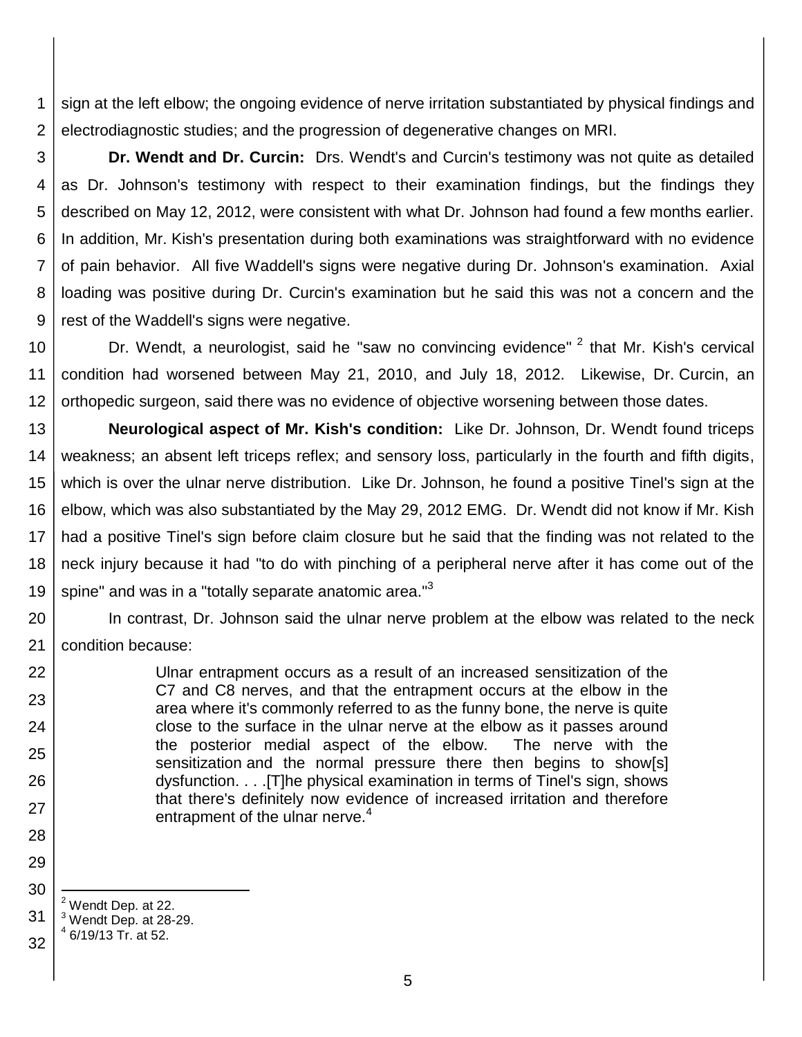sign at the left elbow; the ongoing evidence of nerve irritation substantiated by physical findings and electrodiagnostic studies; and the progression of degenerative changes on MRI.

**Dr. Wendt and Dr. Curcin:** Drs. Wendt's and Curcin's testimony was not quite as detailed as Dr. Johnson's testimony with respect to their examination findings, but the findings they described on May 12, 2012, were consistent with what Dr. Johnson had found a few months earlier. In addition, Mr. Kish's presentation during both examinations was straightforward with no evidence of pain behavior. All five Waddell's signs were negative during Dr. Johnson's examination. Axial loading was positive during Dr. Curcin's examination but he said this was not a concern and the rest of the Waddell's signs were negative.

Dr. Wendt, a neurologist, said he "saw no convincing evidence" [2] that Mr. Kish's cervical condition had worsened between May 21, 2010, and July 18, 2012. Likewise, Dr. Curcin, an orthopedic surgeon, said there was no evidence of objective worsening between those dates.

**Neurological aspect of Mr. Kish's condition:** Like Dr. Johnson, Dr. Wendt found triceps weakness; an absent left triceps reflex; and sensory loss, particularly in the fourth and fifth digits, which is over the ulnar nerve distribution. Like Dr. Johnson, he found a positive Tinel's sign at the elbow, which was also substantiated by the May 29, 2012 EMG. Dr. Wendt did not know if Mr. Kish had a positive Tinel's sign before claim closure but he said that the finding was not related to the neck injury because it had "to do with pinching of a peripheral nerve after it has come out of the spine" and was in a "totally separate anatomic area."[3]

In contrast, Dr. Johnson said the ulnar nerve problem at the elbow was related to the neck condition because:

> Ulnar entrapment occurs as a result of an increased sensitization of the C7 and C8 nerves, and that the entrapment occurs at the elbow in the area where it's commonly referred to as the funny bone, the nerve is quite close to the surface in the ulnar nerve at the elbow as it passes around the posterior medial aspect of the elbow. The nerve with the sensitization and the normal pressure there then begins to show[s] dysfunction. . . .[T]he physical examination in terms of Tinel's sign, shows that there's definitely now evidence of increased irritation and therefore entrapment of the ulnar nerve.[4]

---

[2] Wendt Dep. at 22.
[3] Wendt Dep. at 28-29.
[4] 6/19/13 Tr. at 52.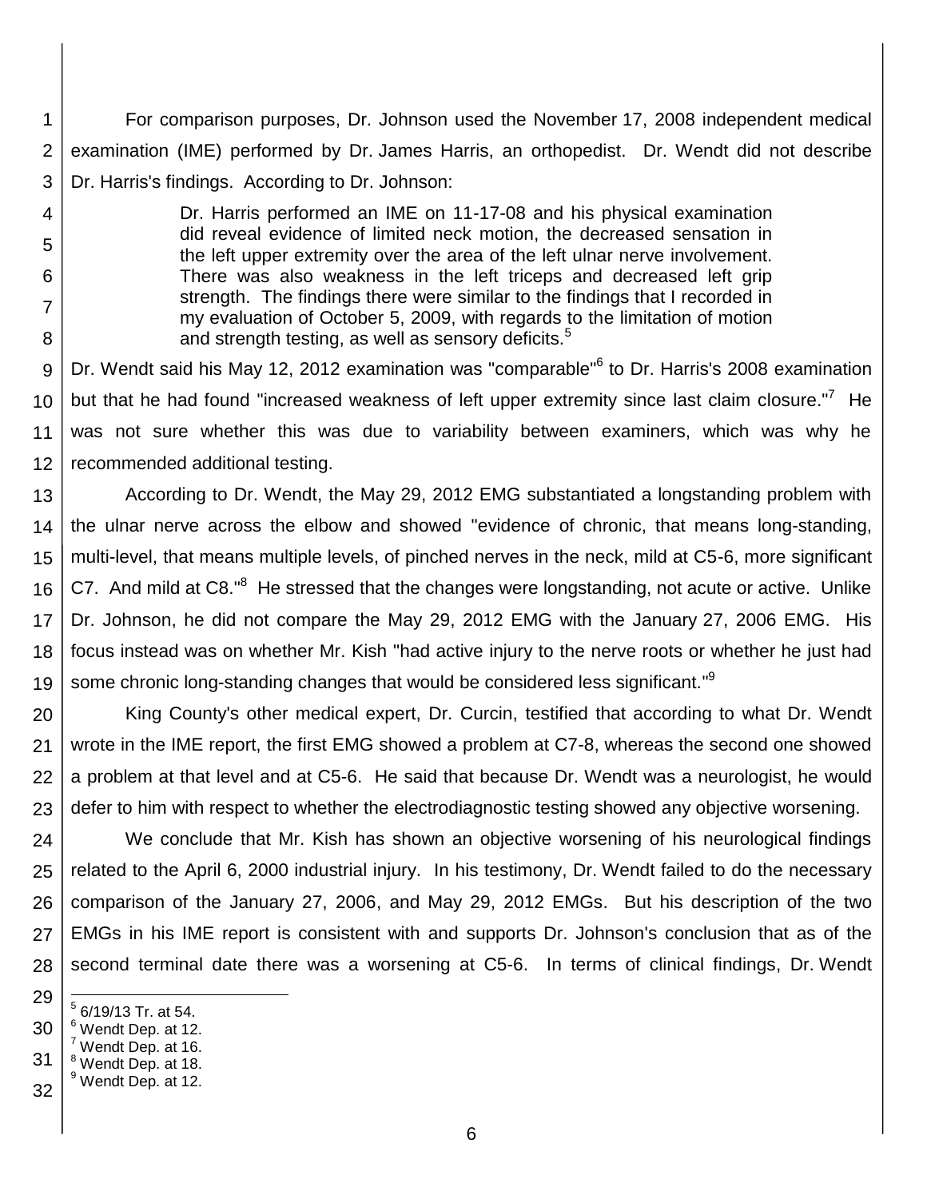For comparison purposes, Dr. Johnson used the November 17, 2008 independent medical examination (IME) performed by Dr. James Harris, an orthopedist. Dr. Wendt did not describe Dr. Harris's findings. According to Dr. Johnson:

> Dr. Harris performed an IME on 11-17-08 and his physical examination did reveal evidence of limited neck motion, the decreased sensation in the left upper extremity over the area of the left ulnar nerve involvement. There was also weakness in the left triceps and decreased left grip strength. The findings there were similar to the findings that I recorded in my evaluation of October 5, 2009, with regards to the limitation of motion and strength testing, as well as sensory deficits.[5]

Dr. Wendt said his May 12, 2012 examination was "comparable"[6] to Dr. Harris's 2008 examination but that he had found "increased weakness of left upper extremity since last claim closure."[7] He was not sure whether this was due to variability between examiners, which was why he recommended additional testing.

According to Dr. Wendt, the May 29, 2012 EMG substantiated a longstanding problem with the ulnar nerve across the elbow and showed "evidence of chronic, that means long-standing, multi-level, that means multiple levels, of pinched nerves in the neck, mild at C5-6, more significant C7. And mild at C8."[8] He stressed that the changes were longstanding, not acute or active. Unlike Dr. Johnson, he did not compare the May 29, 2012 EMG with the January 27, 2006 EMG. His focus instead was on whether Mr. Kish "had active injury to the nerve roots or whether he just had some chronic long-standing changes that would be considered less significant."[9]

King County's other medical expert, Dr. Curcin, testified that according to what Dr. Wendt wrote in the IME report, the first EMG showed a problem at C7-8, whereas the second one showed a problem at that level and at C5-6. He said that because Dr. Wendt was a neurologist, he would defer to him with respect to whether the electrodiagnostic testing showed any objective worsening.

We conclude that Mr. Kish has shown an objective worsening of his neurological findings related to the April 6, 2000 industrial injury. In his testimony, Dr. Wendt failed to do the necessary comparison of the January 27, 2006, and May 29, 2012 EMGs. But his description of the two EMGs in his IME report is consistent with and supports Dr. Johnson's conclusion that as of the second terminal date there was a worsening at C5-6. In terms of clinical findings, Dr. Wendt

---

[5] 6/19/13 Tr. at 54.
[6] Wendt Dep. at 12.
[7] Wendt Dep. at 16.
[8] Wendt Dep. at 18.
[9] Wendt Dep. at 12.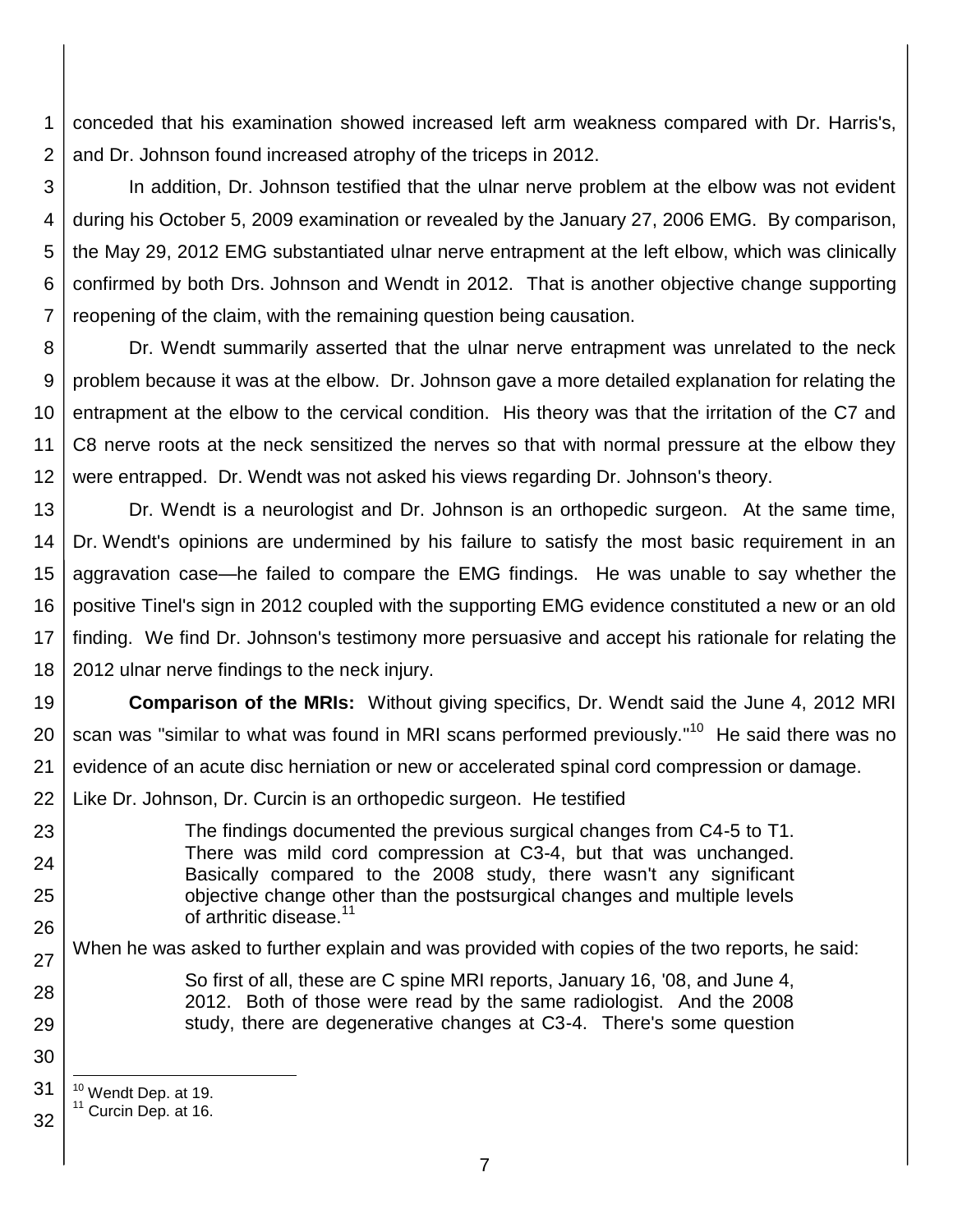conceded that his examination showed increased left arm weakness compared with Dr. Harris's, and Dr. Johnson found increased atrophy of the triceps in 2012.

In addition, Dr. Johnson testified that the ulnar nerve problem at the elbow was not evident during his October 5, 2009 examination or revealed by the January 27, 2006 EMG. By comparison, the May 29, 2012 EMG substantiated ulnar nerve entrapment at the left elbow, which was clinically confirmed by both Drs. Johnson and Wendt in 2012. That is another objective change supporting reopening of the claim, with the remaining question being causation.

Dr. Wendt summarily asserted that the ulnar nerve entrapment was unrelated to the neck problem because it was at the elbow. Dr. Johnson gave a more detailed explanation for relating the entrapment at the elbow to the cervical condition. His theory was that the irritation of the C7 and C8 nerve roots at the neck sensitized the nerves so that with normal pressure at the elbow they were entrapped. Dr. Wendt was not asked his views regarding Dr. Johnson's theory.

Dr. Wendt is a neurologist and Dr. Johnson is an orthopedic surgeon. At the same time, Dr. Wendt's opinions are undermined by his failure to satisfy the most basic requirement in an aggravation case—he failed to compare the EMG findings. He was unable to say whether the positive Tinel's sign in 2012 coupled with the supporting EMG evidence constituted a new or an old finding. We find Dr. Johnson's testimony more persuasive and accept his rationale for relating the 2012 ulnar nerve findings to the neck injury.

**Comparison of the MRIs:** Without giving specifics, Dr. Wendt said the June 4, 2012 MRI scan was "similar to what was found in MRI scans performed previously."[10] He said there was no evidence of an acute disc herniation or new or accelerated spinal cord compression or damage. Like Dr. Johnson, Dr. Curcin is an orthopedic surgeon. He testified

> The findings documented the previous surgical changes from C4-5 to T1. There was mild cord compression at C3-4, but that was unchanged. Basically compared to the 2008 study, there wasn't any significant objective change other than the postsurgical changes and multiple levels of arthritic disease.[11]

When he was asked to further explain and was provided with copies of the two reports, he said:

> So first of all, these are C spine MRI reports, January 16, '08, and June 4, 2012. Both of those were read by the same radiologist. And the 2008 study, there are degenerative changes at C3-4. There's some question

---

[10] Wendt Dep. at 19.

[11] Curcin Dep. at 16.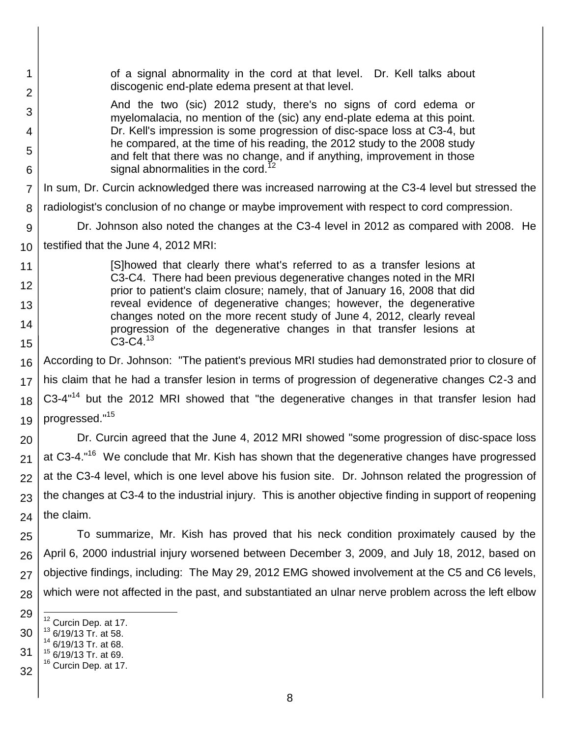> of a signal abnormality in the cord at that level. Dr. Kell talks about discogenic end-plate edema present at that level.
>
> And the two (sic) 2012 study, there's no signs of cord edema or myelomalacia, no mention of the (sic) any end-plate edema at this point. Dr. Kell's impression is some progression of disc-space loss at C3-4, but he compared, at the time of his reading, the 2012 study to the 2008 study and felt that there was no change, and if anything, improvement in those signal abnormalities in the cord.[12]

In sum, Dr. Curcin acknowledged there was increased narrowing at the C3-4 level but stressed the radiologist's conclusion of no change or maybe improvement with respect to cord compression.

Dr. Johnson also noted the changes at the C3-4 level in 2012 as compared with 2008. He testified that the June 4, 2012 MRI:

> [S]howed that clearly there what's referred to as a transfer lesions at C3-C4. There had been previous degenerative changes noted in the MRI prior to patient's claim closure; namely, that of January 16, 2008 that did reveal evidence of degenerative changes; however, the degenerative changes noted on the more recent study of June 4, 2012, clearly reveal progression of the degenerative changes in that transfer lesions at C3-C4.[13]

According to Dr. Johnson: "The patient's previous MRI studies had demonstrated prior to closure of his claim that he had a transfer lesion in terms of progression of degenerative changes C2-3 and C3-4"[14] but the 2012 MRI showed that "the degenerative changes in that transfer lesion had progressed."[15]

Dr. Curcin agreed that the June 4, 2012 MRI showed "some progression of disc-space loss at C3-4."[16] We conclude that Mr. Kish has shown that the degenerative changes have progressed at the C3-4 level, which is one level above his fusion site. Dr. Johnson related the progression of the changes at C3-4 to the industrial injury. This is another objective finding in support of reopening the claim.

To summarize, Mr. Kish has proved that his neck condition proximately caused by the April 6, 2000 industrial injury worsened between December 3, 2009, and July 18, 2012, based on objective findings, including: The May 29, 2012 EMG showed involvement at the C5 and C6 levels, which were not affected in the past, and substantiated an ulnar nerve problem across the left elbow

---

[12] Curcin Dep. at 17.
[13] 6/19/13 Tr. at 58.
[14] 6/19/13 Tr. at 68.
[15] 6/19/13 Tr. at 69.
[16] Curcin Dep. at 17.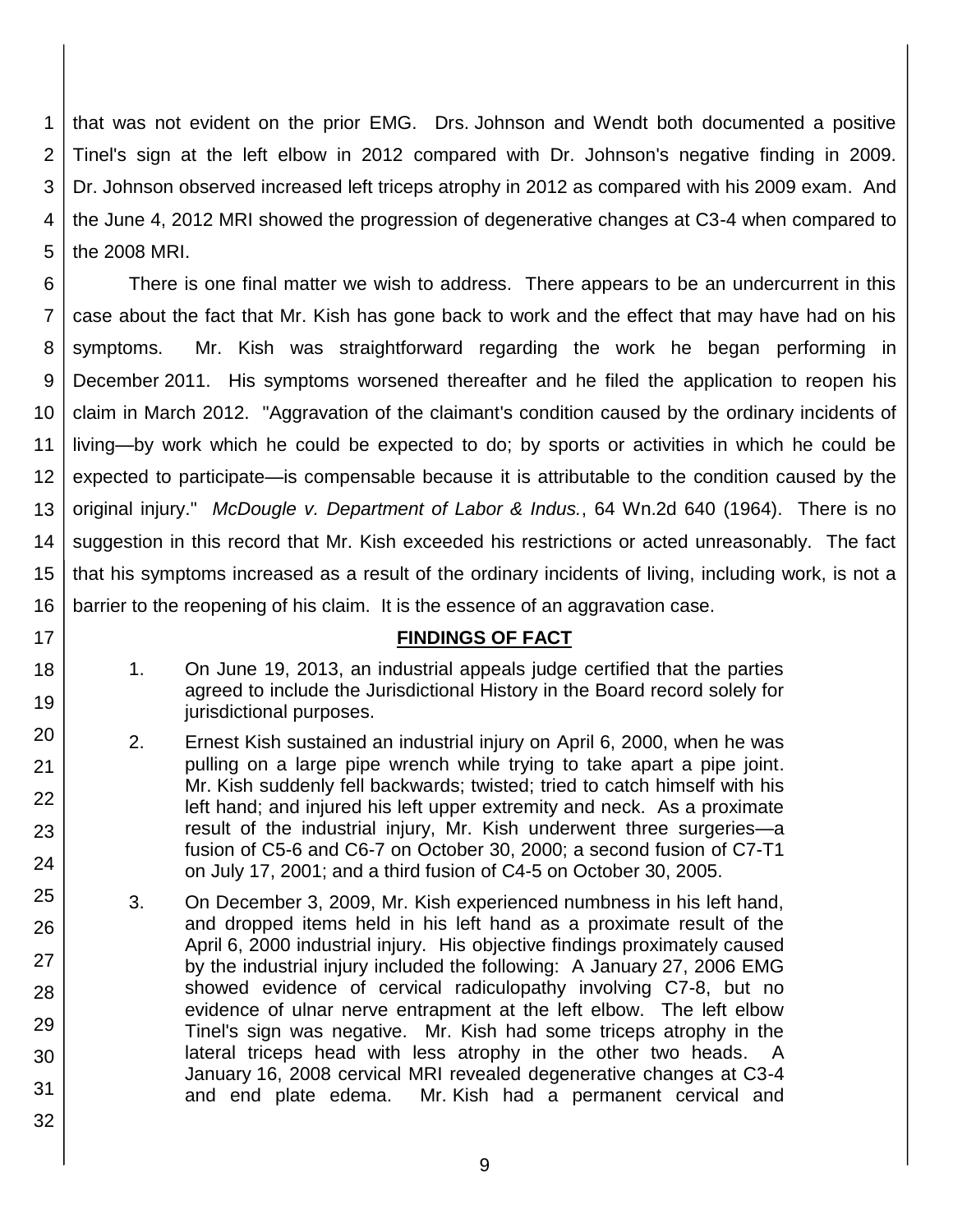that was not evident on the prior EMG. Drs. Johnson and Wendt both documented a positive Tinel's sign at the left elbow in 2012 compared with Dr. Johnson's negative finding in 2009. Dr. Johnson observed increased left triceps atrophy in 2012 as compared with his 2009 exam. And the June 4, 2012 MRI showed the progression of degenerative changes at C3-4 when compared to the 2008 MRI.

There is one final matter we wish to address. There appears to be an undercurrent in this case about the fact that Mr. Kish has gone back to work and the effect that may have had on his symptoms. Mr. Kish was straightforward regarding the work he began performing in December 2011. His symptoms worsened thereafter and he filed the application to reopen his claim in March 2012. "Aggravation of the claimant's condition caused by the ordinary incidents of living—by work which he could be expected to do; by sports or activities in which he could be expected to participate—is compensable because it is attributable to the condition caused by the original injury." *McDougle v. Department of Labor & Indus.*, 64 Wn.2d 640 (1964). There is no suggestion in this record that Mr. Kish exceeded his restrictions or acted unreasonably. The fact that his symptoms increased as a result of the ordinary incidents of living, including work, is not a barrier to the reopening of his claim. It is the essence of an aggravation case.

## FINDINGS OF FACT

1. On June 19, 2013, an industrial appeals judge certified that the parties agreed to include the Jurisdictional History in the Board record solely for jurisdictional purposes.

2. Ernest Kish sustained an industrial injury on April 6, 2000, when he was pulling on a large pipe wrench while trying to take apart a pipe joint. Mr. Kish suddenly fell backwards; twisted; tried to catch himself with his left hand; and injured his left upper extremity and neck. As a proximate result of the industrial injury, Mr. Kish underwent three surgeries—a fusion of C5-6 and C6-7 on October 30, 2000; a second fusion of C7-T1 on July 17, 2001; and a third fusion of C4-5 on October 30, 2005.

3. On December 3, 2009, Mr. Kish experienced numbness in his left hand, and dropped items held in his left hand as a proximate result of the April 6, 2000 industrial injury. His objective findings proximately caused by the industrial injury included the following: A January 27, 2006 EMG showed evidence of cervical radiculopathy involving C7-8, but no evidence of ulnar nerve entrapment at the left elbow. The left elbow Tinel's sign was negative. Mr. Kish had some triceps atrophy in the lateral triceps head with less atrophy in the other two heads. A January 16, 2008 cervical MRI revealed degenerative changes at C3-4 and end plate edema. Mr. Kish had a permanent cervical and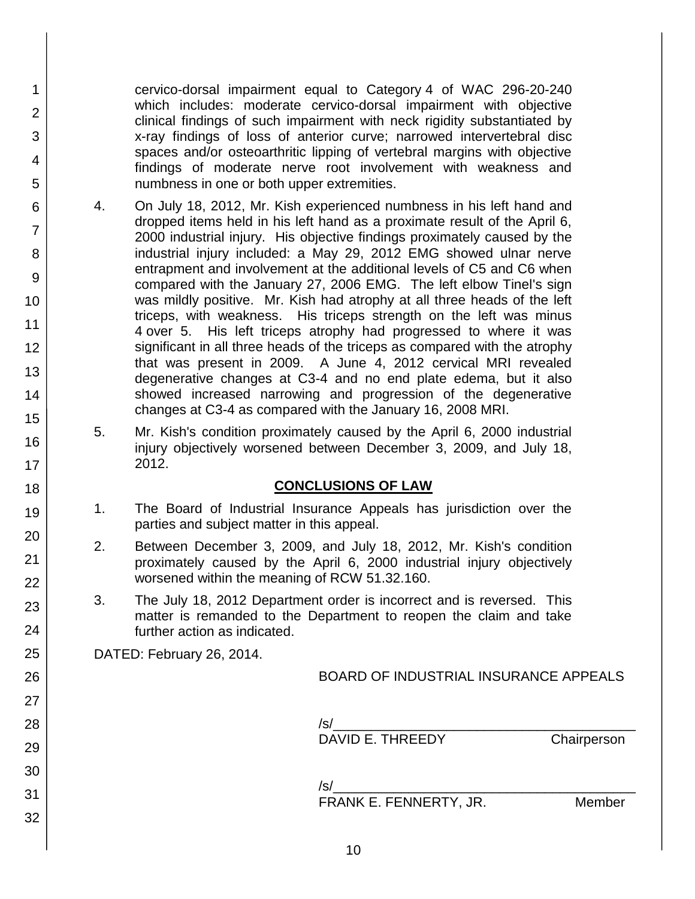cervico-dorsal impairment equal to Category 4 of WAC 296-20-240 which includes: moderate cervico-dorsal impairment with objective clinical findings of such impairment with neck rigidity substantiated by x-ray findings of loss of anterior curve; narrowed intervertebral disc spaces and/or osteoarthritic lipping of vertebral margins with objective findings of moderate nerve root involvement with weakness and numbness in one or both upper extremities.

4. On July 18, 2012, Mr. Kish experienced numbness in his left hand and dropped items held in his left hand as a proximate result of the April 6, 2000 industrial injury. His objective findings proximately caused by the industrial injury included: a May 29, 2012 EMG showed ulnar nerve entrapment and involvement at the additional levels of C5 and C6 when compared with the January 27, 2006 EMG. The left elbow Tinel's sign was mildly positive. Mr. Kish had atrophy at all three heads of the left triceps, with weakness. His triceps strength on the left was minus 4 over 5. His left triceps atrophy had progressed to where it was significant in all three heads of the triceps as compared with the atrophy that was present in 2009. A June 4, 2012 cervical MRI revealed degenerative changes at C3-4 and no end plate edema, but it also showed increased narrowing and progression of the degenerative changes at C3-4 as compared with the January 16, 2008 MRI.

5. Mr. Kish's condition proximately caused by the April 6, 2000 industrial injury objectively worsened between December 3, 2009, and July 18, 2012.

## CONCLUSIONS OF LAW

1. The Board of Industrial Insurance Appeals has jurisdiction over the parties and subject matter in this appeal.

2. Between December 3, 2009, and July 18, 2012, Mr. Kish's condition proximately caused by the April 6, 2000 industrial injury objectively worsened within the meaning of RCW 51.32.160.

3. The July 18, 2012 Department order is incorrect and is reversed. This matter is remanded to the Department to reopen the claim and take further action as indicated.

DATED: February 26, 2014.

BOARD OF INDUSTRIAL INSURANCE APPEALS

/s/\_\_\_\_\_\_\_\_\_\_\_\_\_\_\_\_\_\_\_\_\_\_\_\_\_\_\_\_\_\_\_\_\_\_\_\_\_\_\_\_
DAVID E. THREEDY Chairperson

/s/\_\_\_\_\_\_\_\_\_\_\_\_\_\_\_\_\_\_\_\_\_\_\_\_\_\_\_\_\_\_\_\_\_\_\_\_\_\_\_\_
FRANK E. FENNERTY, JR. Member